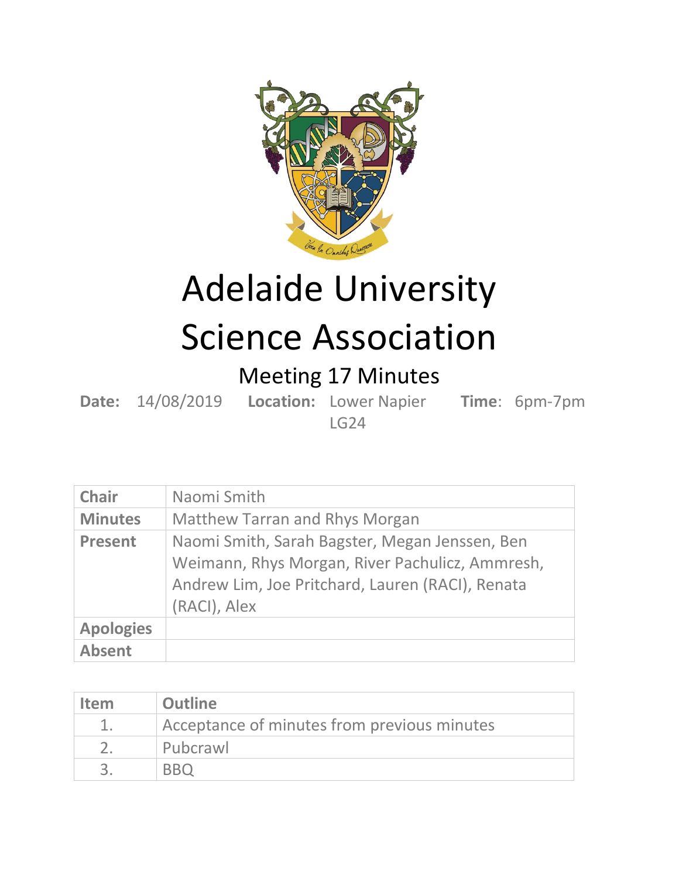# Adelaide University Science Association

## Meeting 17 Minutes

**Date:** 14/08/2019 **Location:** Lower Napier LG24 **Time**: 6pm-7pm

| | |
|---|---|
| **Chair** | Naomi Smith |
| **Minutes** | Matthew Tarran and Rhys Morgan |
| **Present** | Naomi Smith, Sarah Bagster, Megan Jenssen, Ben Weimann, Rhys Morgan, River Pachulicz, Ammresh, Andrew Lim, Joe Pritchard, Lauren (RACI), Renata (RACI), Alex |
| **Apologies** | |
| **Absent** | |

| Item | Outline |
|---|---|
| 1. | Acceptance of minutes from previous minutes |
| 2. | Pubcrawl |
| 3. | BBQ |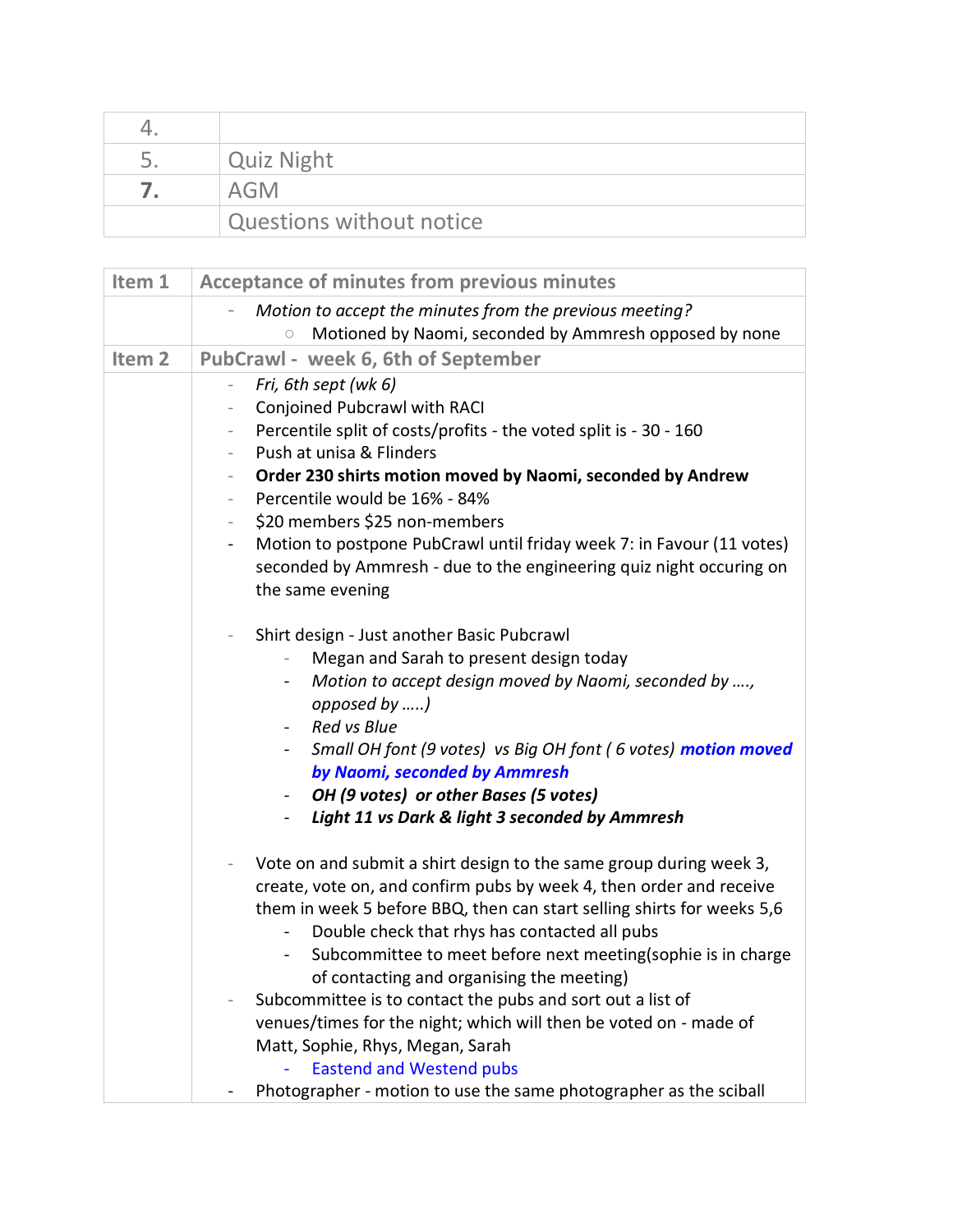| 4. | |
|---|---|
| 5. | Quiz Night |
| **7.** | AGM |
| | Questions without notice |

| Item 1 | Acceptance of minutes from previous minutes |
|---|---|
| | - *Motion to accept the minutes from the previous meeting?*<br>&nbsp;&nbsp;&nbsp;&nbsp;○ Motioned by Naomi, seconded by Ammresh opposed by none |
| **Item 2** | **PubCrawl - week 6, 6th of September** |
| | - *Fri, 6th sept (wk 6)*<br>- Conjoined Pubcrawl with RACI<br>- Percentile split of costs/profits - the voted split is - 30 - 160<br>- Push at unisa & Flinders<br>- **Order 230 shirts motion moved by Naomi, seconded by Andrew**<br>- Percentile would be 16% - 84%<br>- $20 members $25 non-members<br>- Motion to postpone PubCrawl until friday week 7: in Favour (11 votes) seconded by Ammresh - due to the engineering quiz night occuring on the same evening<br><br>- Shirt design - Just another Basic Pubcrawl<br>&nbsp;&nbsp;&nbsp;&nbsp;- Megan and Sarah to present design today<br>&nbsp;&nbsp;&nbsp;&nbsp;- *Motion to accept design moved by Naomi, seconded by ...., opposed by .....)*<br>&nbsp;&nbsp;&nbsp;&nbsp;- *Red vs Blue*<br>&nbsp;&nbsp;&nbsp;&nbsp;- *Small OH font (9 votes) vs Big OH font ( 6 votes)* ***motion moved by Naomi, seconded by Ammresh***<br>&nbsp;&nbsp;&nbsp;&nbsp;- ***OH (9 votes) or other Bases (5 votes)***<br>&nbsp;&nbsp;&nbsp;&nbsp;- ***Light 11 vs Dark & light 3 seconded by Ammresh***<br><br>- Vote on and submit a shirt design to the same group during week 3, create, vote on, and confirm pubs by week 4, then order and receive them in week 5 before BBQ, then can start selling shirts for weeks 5,6<br>&nbsp;&nbsp;&nbsp;&nbsp;- Double check that rhys has contacted all pubs<br>&nbsp;&nbsp;&nbsp;&nbsp;- Subcommittee to meet before next meeting(sophie is in charge of contacting and organising the meeting)<br>- Subcommittee is to contact the pubs and sort out a list of venues/times for the night; which will then be voted on - made of Matt, Sophie, Rhys, Megan, Sarah<br>&nbsp;&nbsp;&nbsp;&nbsp;- Eastend and Westend pubs<br>- Photographer - motion to use the same photographer as the sciball |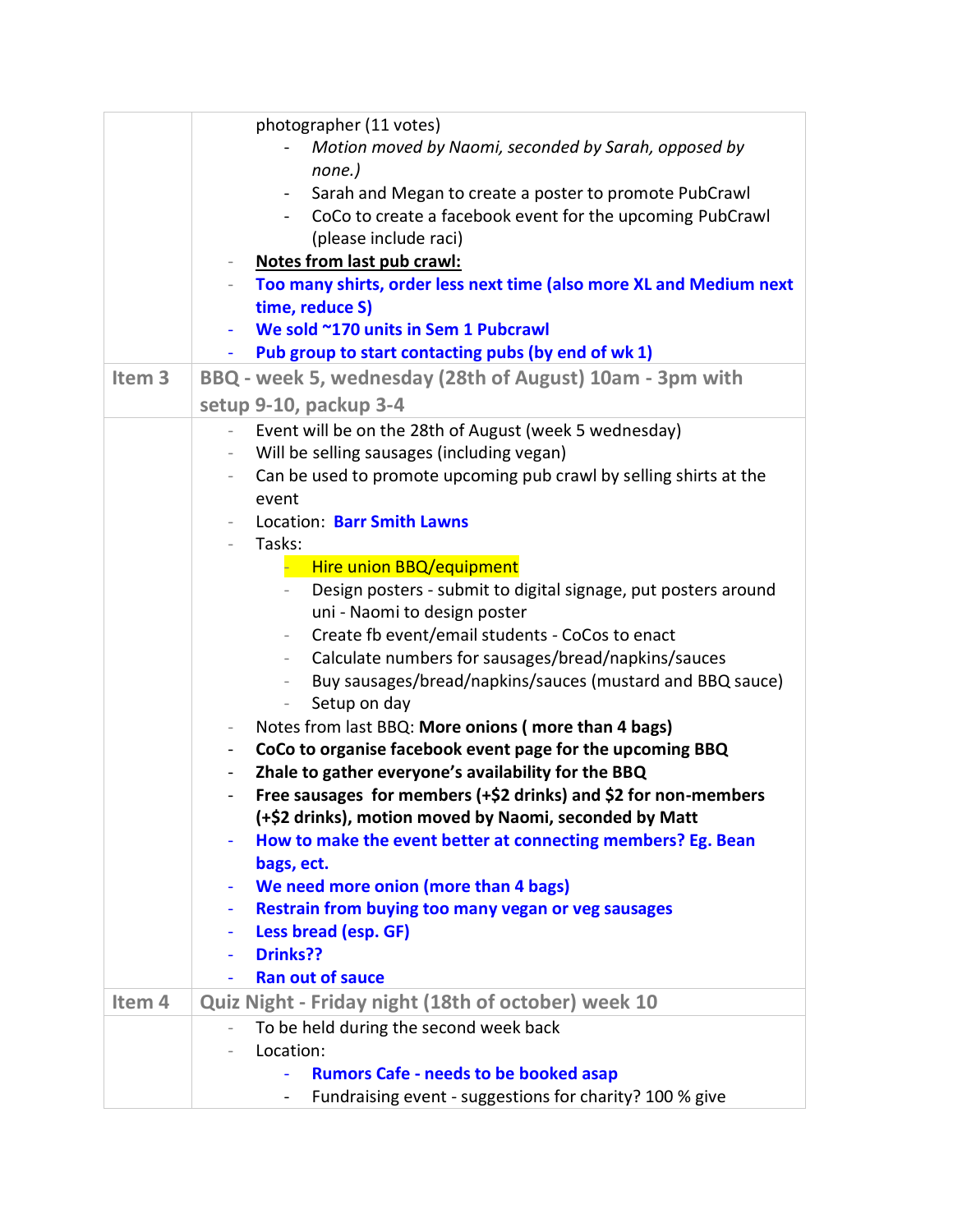| | |
|---|---|
| | photographer (11 votes)<br>- *Motion moved by Naomi, seconded by Sarah, opposed by none.)*<br>- Sarah and Megan to create a poster to promote PubCrawl<br>- CoCo to create a facebook event for the upcoming PubCrawl (please include raci)<br>- **Notes from last pub crawl:**<br>- **Too many shirts, order less next time (also more XL and Medium next time, reduce S)**<br>- **We sold ~170 units in Sem 1 Pubcrawl**<br>- **Pub group to start contacting pubs (by end of wk 1)** |
| **Item 3** | **BBQ - week 5, wednesday (28th of August) 10am - 3pm with setup 9-10, packup 3-4** |
| | - Event will be on the 28th of August (week 5 wednesday)<br>- Will be selling sausages (including vegan)<br>- Can be used to promote upcoming pub crawl by selling shirts at the event<br>- Location: **Barr Smith Lawns**<br>- Tasks:<br>&nbsp;&nbsp;&nbsp;&nbsp;- Hire union BBQ/equipment<br>&nbsp;&nbsp;&nbsp;&nbsp;- Design posters - submit to digital signage, put posters around uni - Naomi to design poster<br>&nbsp;&nbsp;&nbsp;&nbsp;- Create fb event/email students - CoCos to enact<br>&nbsp;&nbsp;&nbsp;&nbsp;- Calculate numbers for sausages/bread/napkins/sauces<br>&nbsp;&nbsp;&nbsp;&nbsp;- Buy sausages/bread/napkins/sauces (mustard and BBQ sauce)<br>&nbsp;&nbsp;&nbsp;&nbsp;- Setup on day<br>- Notes from last BBQ: **More onions ( more than 4 bags)**<br>- **CoCo to organise facebook event page for the upcoming BBQ**<br>- **Zhale to gather everyone's availability for the BBQ**<br>- **Free sausages for members (+$2 drinks) and $2 for non-members (+$2 drinks), motion moved by Naomi, seconded by Matt**<br>- **How to make the event better at connecting members? Eg. Bean bags, ect.**<br>- **We need more onion (more than 4 bags)**<br>- **Restrain from buying too many vegan or veg sausages**<br>- **Less bread (esp. GF)**<br>- **Drinks??**<br>- **Ran out of sauce** |
| **Item 4** | **Quiz Night - Friday night (18th of october) week 10** |
| | - To be held during the second week back<br>- Location:<br>&nbsp;&nbsp;&nbsp;&nbsp;- **Rumors Cafe - needs to be booked asap**<br>&nbsp;&nbsp;&nbsp;&nbsp;- Fundraising event - suggestions for charity? 100 % give |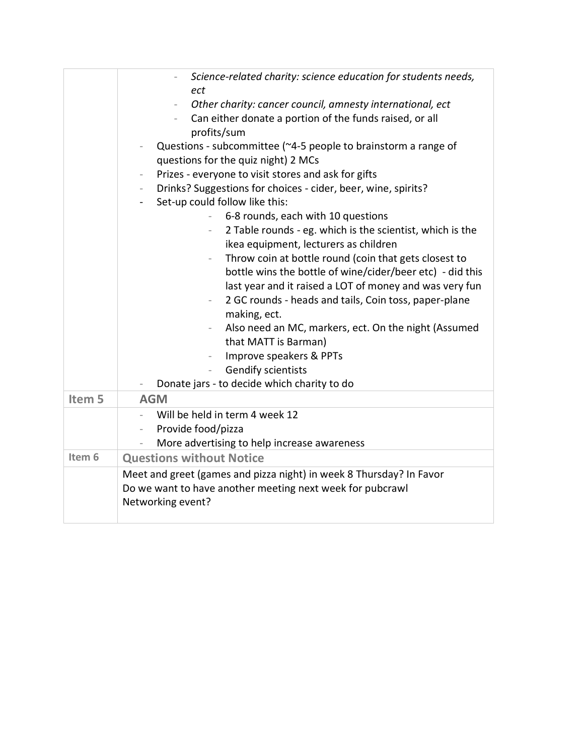| | |
|---|---|
| | - *Science-related charity: science education for students needs, ect*<br>- *Other charity: cancer council, amnesty international, ect*<br>- Can either donate a portion of the funds raised, or all profits/sum<br>- Questions - subcommittee (~4-5 people to brainstorm a range of questions for the quiz night) 2 MCs<br>- Prizes - everyone to visit stores and ask for gifts<br>- Drinks? Suggestions for choices - cider, beer, wine, spirits?<br>- Set-up could follow like this:<br>&nbsp;&nbsp;&nbsp;&nbsp;- 6-8 rounds, each with 10 questions<br>&nbsp;&nbsp;&nbsp;&nbsp;- 2 Table rounds - eg. which is the scientist, which is the ikea equipment, lecturers as children<br>&nbsp;&nbsp;&nbsp;&nbsp;- Throw coin at bottle round (coin that gets closest to bottle wins the bottle of wine/cider/beer etc) - did this last year and it raised a LOT of money and was very fun<br>&nbsp;&nbsp;&nbsp;&nbsp;- 2 GC rounds - heads and tails, Coin toss, paper-plane making, ect.<br>&nbsp;&nbsp;&nbsp;&nbsp;- Also need an MC, markers, ect. On the night (Assumed that MATT is Barman)<br>&nbsp;&nbsp;&nbsp;&nbsp;- Improve speakers & PPTs<br>&nbsp;&nbsp;&nbsp;&nbsp;- Gendify scientists<br>- Donate jars - to decide which charity to do |
| **Item 5** | **AGM** |
| | - Will be held in term 4 week 12<br>- Provide food/pizza<br>- More advertising to help increase awareness |
| **Item 6** | **Questions without Notice** |
| | Meet and greet (games and pizza night) in week 8 Thursday? In Favor<br>Do we want to have another meeting next week for pubcrawl<br>Networking event? |